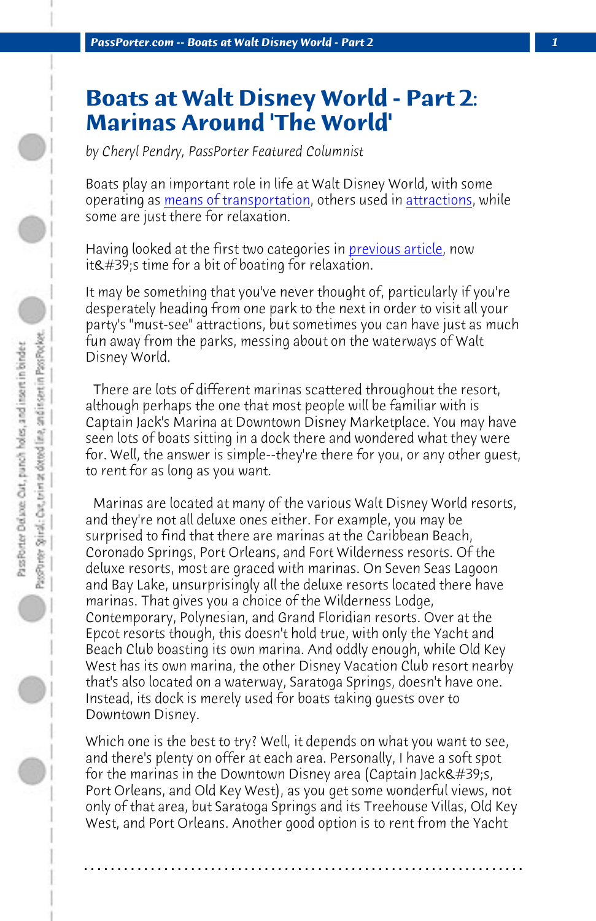# Boats at Walt Disney World - Part 2: Marinas Around 'The World'

*by Cheryl Pendry, PassPorter Featured Columnist*

Boats play an important role in life at Walt Disney World, with some operating as means of transportation, others used in attractions, while some are just there for relaxation.

Having looked at the first two categories in previous article, now it&#39;s time for a bit of boating for relaxation.

It may be something that you've never thought of, particularly if you're desperately heading from one park to the next in order to visit all your party's "must-see" attractions, but sometimes you can have just as much fun away from the parks, messing about on the waterways of Walt Disney World.

There are lots of different marinas scattered throughout the resort, although perhaps the one that most people will be familiar with is Captain Jack's Marina at Downtown Disney Marketplace. You may have seen lots of boats sitting in a dock there and wondered what they were for. Well, the answer is simple--they're there for you, or any other guest, to rent for as long as you want.

Marinas are located at many of the various Walt Disney World resorts, and they're not all deluxe ones either. For example, you may be surprised to find that there are marinas at the Caribbean Beach, Coronado Springs, Port Orleans, and Fort Wilderness resorts. Of the deluxe resorts, most are graced with marinas. On Seven Seas Lagoon and Bay Lake, unsurprisingly all the deluxe resorts located there have marinas. That gives you a choice of the Wilderness Lodge, Contemporary, Polynesian, and Grand Floridian resorts. Over at the Epcot resorts though, this doesn't hold true, with only the Yacht and Beach Club boasting its own marina. And oddly enough, while Old Key West has its own marina, the other Disney Vacation Club resort nearby that's also located on a waterway, Saratoga Springs, doesn't have one. Instead, its dock is merely used for boats taking guests over to Downtown Disney.

Which one is the best to try? Well, it depends on what you want to see, and there's plenty on offer at each area. Personally, I have a soft spot for the marinas in the Downtown Disney area (Captain Jack&#39;s, Port Orleans, and Old Key West), as you get some wonderful views, not only of that area, but Saratoga Springs and its Treehouse Villas, Old Key West, and Port Orleans. Another good option is to rent from the Yacht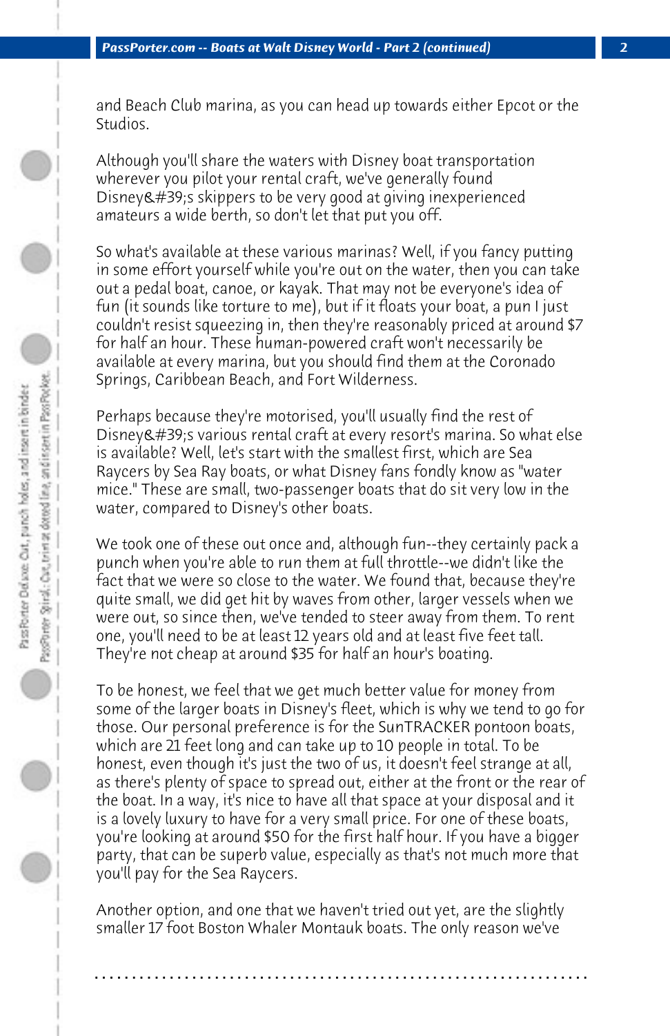and Beach Club marina, as you can head up towards either Epcot or the Studios.

Although you'll share the waters with Disney boat transportation wherever you pilot your rental craft, we've generally found Disney&#39;s skippers to be very good at giving inexperienced amateurs a wide berth, so don't let that put you off.

So what's available at these various marinas? Well, if you fancy putting in some effort yourself while you're out on the water, then you can take out a pedal boat, canoe, or kayak. That may not be everyone's idea of fun (it sounds like torture to me), but if it floats your boat, a pun I just couldn't resist squeezing in, then they're reasonably priced at around $7 for half an hour. These human-powered craft won't necessarily be available at every marina, but you should find them at the Coronado Springs, Caribbean Beach, and Fort Wilderness.

Perhaps because they're motorised, you'll usually find the rest of Disney&#39;s various rental craft at every resort's marina. So what else is available? Well, let's start with the smallest first, which are Sea Raycers by Sea Ray boats, or what Disney fans fondly know as "water mice." These are small, two-passenger boats that do sit very low in the water, compared to Disney's other boats.

We took one of these out once and, although fun--they certainly pack a punch when you're able to run them at full throttle--we didn't like the fact that we were so close to the water. We found that, because they're quite small, we did get hit by waves from other, larger vessels when we were out, so since then, we've tended to steer away from them. To rent one, you'll need to be at least 12 years old and at least five feet tall. They're not cheap at around $35 for half an hour's boating.

To be honest, we feel that we get much better value for money from some of the larger boats in Disney's fleet, which is why we tend to go for those. Our personal preference is for the SunTRACKER pontoon boats, which are 21 feet long and can take up to 10 people in total. To be honest, even though it's just the two of us, it doesn't feel strange at all, as there's plenty of space to spread out, either at the front or the rear of the boat. In a way, it's nice to have all that space at your disposal and it is a lovely luxury to have for a very small price. For one of these boats, you're looking at around $50 for the first half hour. If you have a bigger party, that can be superb value, especially as that's not much more that you'll pay for the Sea Raycers.

Another option, and one that we haven't tried out yet, are the slightly smaller 17 foot Boston Whaler Montauk boats. The only reason we've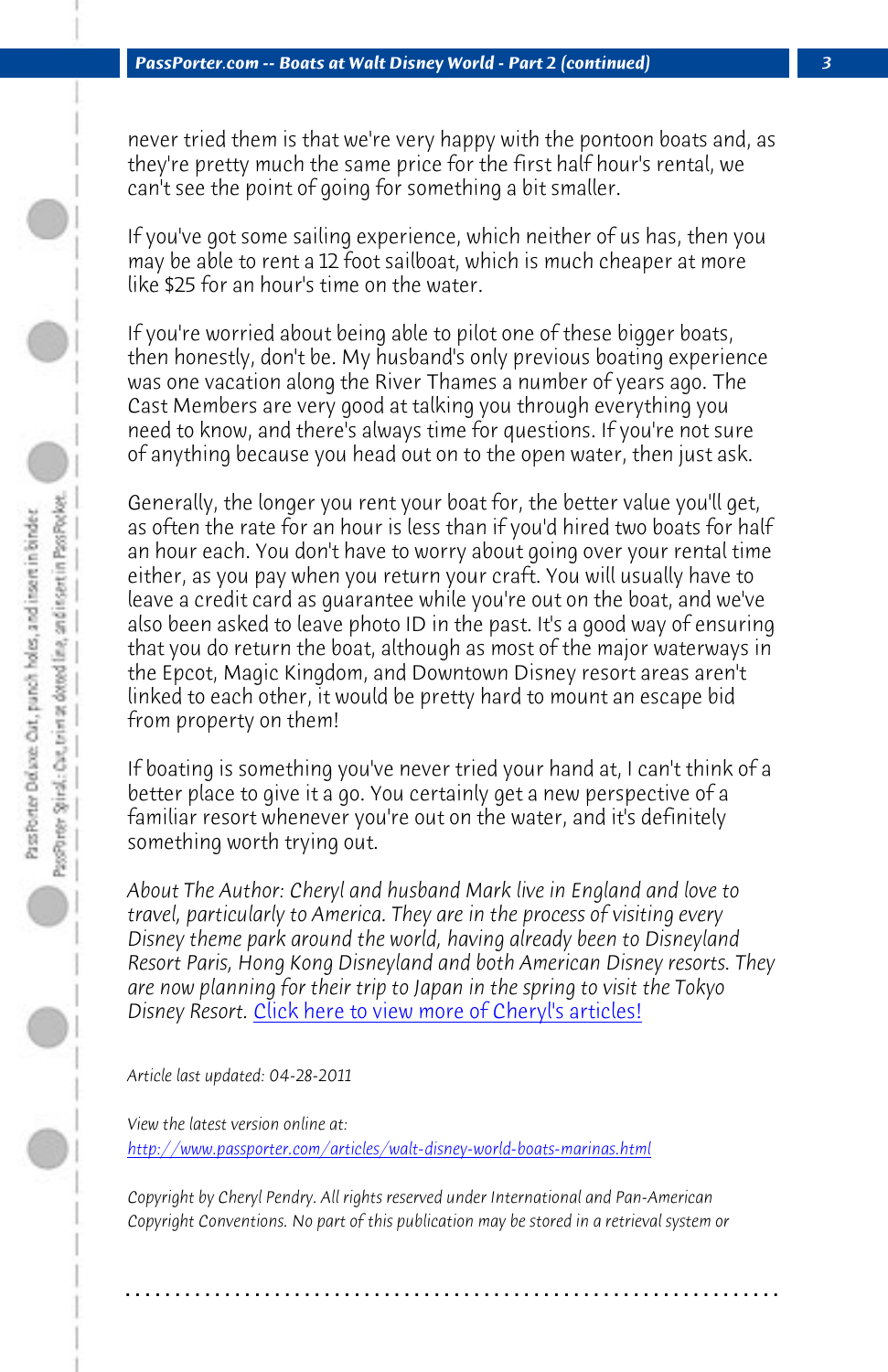never tried them is that we're very happy with the pontoon boats and, as they're pretty much the same price for the first half hour's rental, we can't see the point of going for something a bit smaller.

If you've got some sailing experience, which neither of us has, then you may be able to rent a 12 foot sailboat, which is much cheaper at more like $25 for an hour's time on the water.

If you're worried about being able to pilot one of these bigger boats, then honestly, don't be. My husband's only previous boating experience was one vacation along the River Thames a number of years ago. The Cast Members are very good at talking you through everything you need to know, and there's always time for questions. If you're not sure of anything because you head out on to the open water, then just ask.

Generally, the longer you rent your boat for, the better value you'll get, as often the rate for an hour is less than if you'd hired two boats for half an hour each. You don't have to worry about going over your rental time either, as you pay when you return your craft. You will usually have to leave a credit card as guarantee while you're out on the boat, and we've also been asked to leave photo ID in the past. It's a good way of ensuring that you do return the boat, although as most of the major waterways in the Epcot, Magic Kingdom, and Downtown Disney resort areas aren't linked to each other, it would be pretty hard to mount an escape bid from property on them!

If boating is something you've never tried your hand at, I can't think of a better place to give it a go. You certainly get a new perspective of a familiar resort whenever you're out on the water, and it's definitely something worth trying out.

*About The Author: Cheryl and husband Mark live in England and love to travel, particularly to America. They are in the process of visiting every Disney theme park around the world, having already been to Disneyland Resort Paris, Hong Kong Disneyland and both American Disney resorts. They are now planning for their trip to Japan in the spring to visit the Tokyo Disney Resort.* Click here to view more of Cheryl's articles!

*Article last updated: 04-28-2011*

*View the latest version online at:*
*http://www.passporter.com/articles/walt-disney-world-boats-marinas.html*

*Copyright by Cheryl Pendry. All rights reserved under International and Pan-American Copyright Conventions. No part of this publication may be stored in a retrieval system or*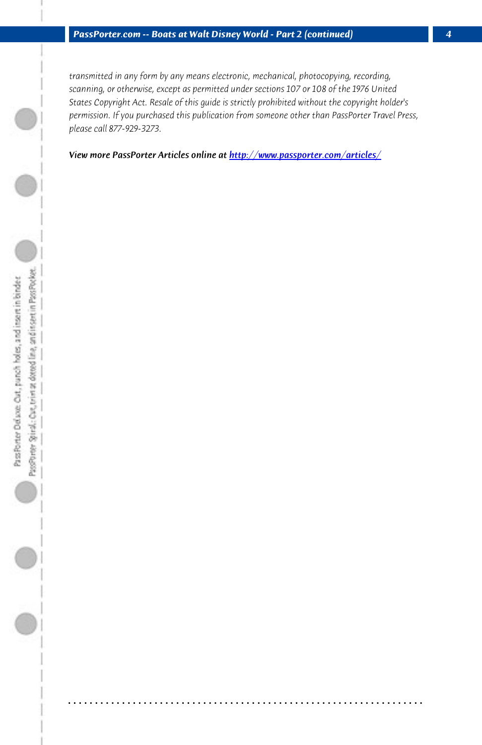*transmitted in any form by any means electronic, mechanical, photocopying, recording, scanning, or otherwise, except as permitted under sections 107 or 108 of the 1976 United States Copyright Act. Resale of this guide is strictly prohibited without the copyright holder's permission. If you purchased this publication from someone other than PassPorter Travel Press, please call 877-929-3273.*

**View more PassPorter Articles online at [http://www.passporter.com/articles/](http://www.passporter.com/articles/)**